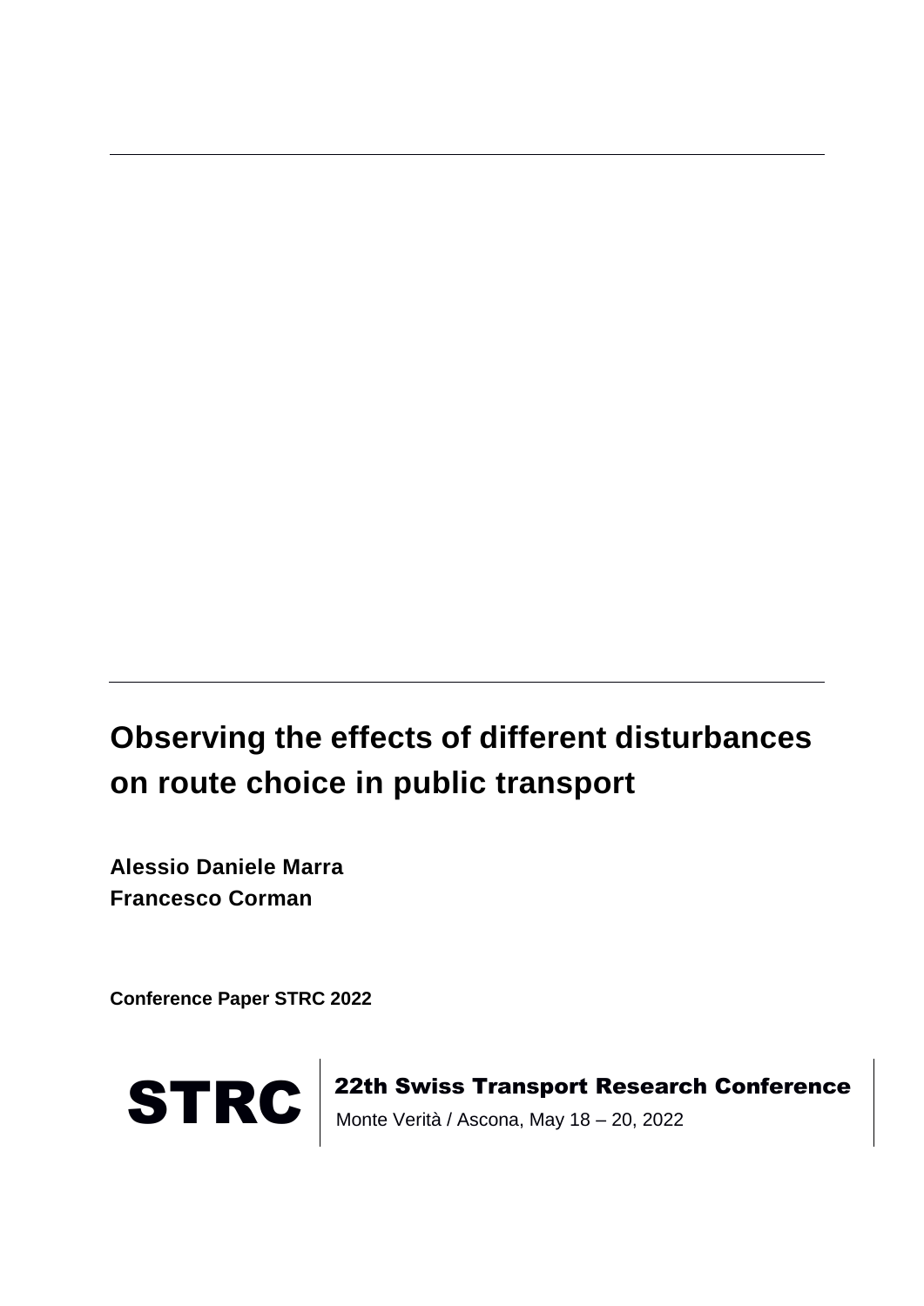# Observing the effects of different disturbances on route choice in public transport

**Alessio Daniele Marra**
**Francesco Corman**

**Conference Paper STRC 2022**

**STRC** | **22th Swiss Transport Research Conference**
Monte Verità / Ascona, May 18 – 20, 2022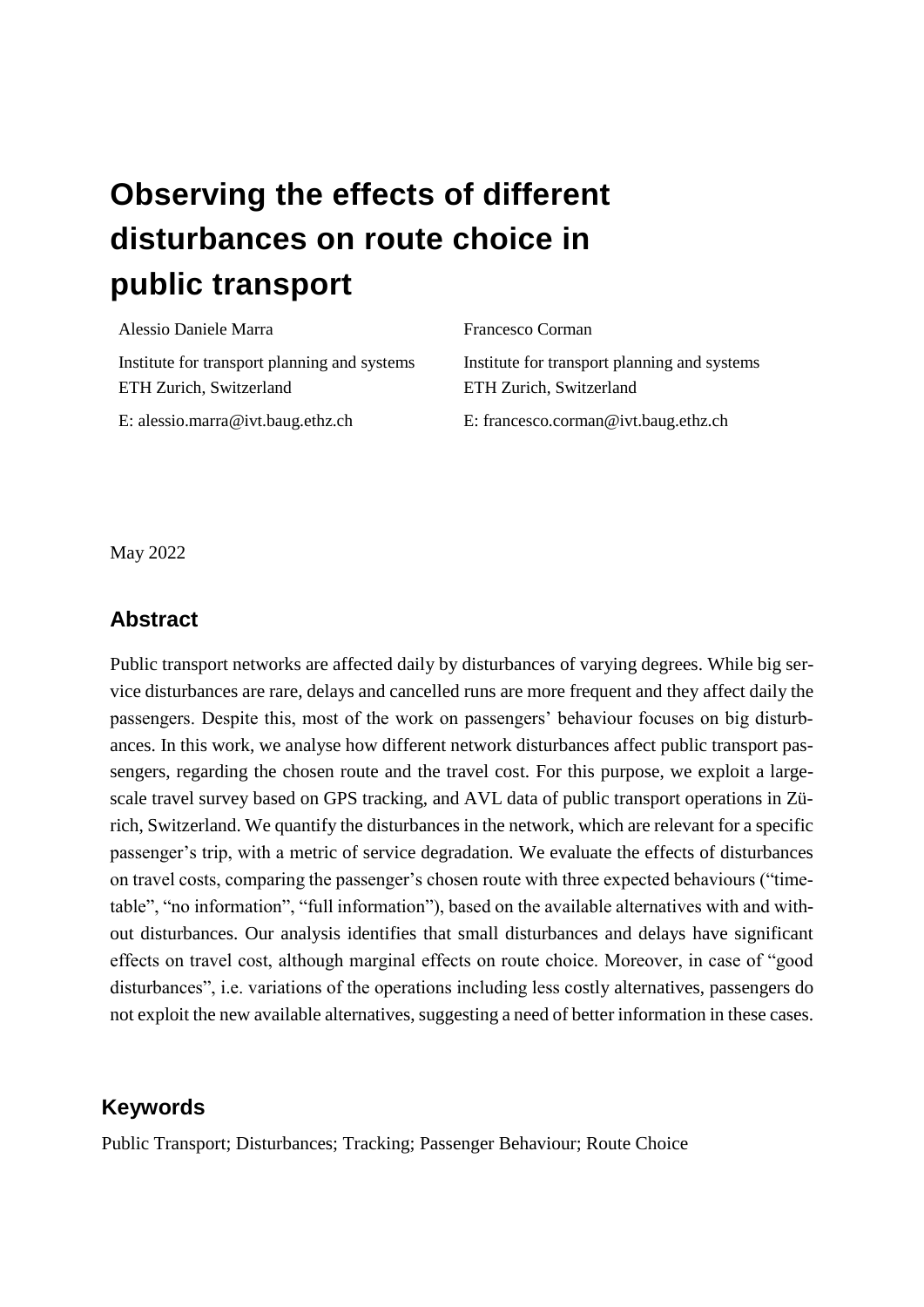# Observing the effects of different disturbances on route choice in public transport

Alessio Daniele Marra

Institute for transport planning and systems
ETH Zurich, Switzerland

E: alessio.marra@ivt.baug.ethz.ch

Francesco Corman

Institute for transport planning and systems
ETH Zurich, Switzerland

E: francesco.corman@ivt.baug.ethz.ch

May 2022

## Abstract

Public transport networks are affected daily by disturbances of varying degrees. While big service disturbances are rare, delays and cancelled runs are more frequent and they affect daily the passengers. Despite this, most of the work on passengers' behaviour focuses on big disturbances. In this work, we analyse how different network disturbances affect public transport passengers, regarding the chosen route and the travel cost. For this purpose, we exploit a large-scale travel survey based on GPS tracking, and AVL data of public transport operations in Zürich, Switzerland. We quantify the disturbances in the network, which are relevant for a specific passenger's trip, with a metric of service degradation. We evaluate the effects of disturbances on travel costs, comparing the passenger's chosen route with three expected behaviours ("timetable", "no information", "full information"), based on the available alternatives with and without disturbances. Our analysis identifies that small disturbances and delays have significant effects on travel cost, although marginal effects on route choice. Moreover, in case of "good disturbances", i.e. variations of the operations including less costly alternatives, passengers do not exploit the new available alternatives, suggesting a need of better information in these cases.

## Keywords

Public Transport; Disturbances; Tracking; Passenger Behaviour; Route Choice